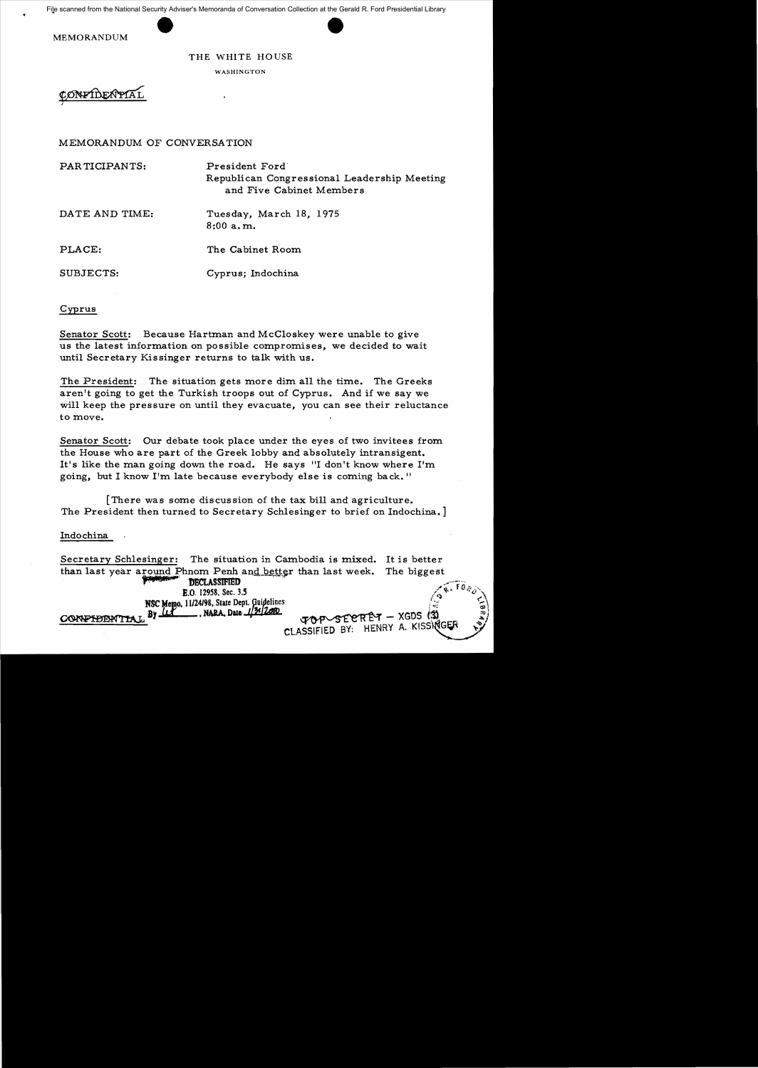File scanned from the National Security Adviser's Memoranda of Conversation Collection at the Gerald R. Ford Presidential Library

MEMORANDUM

THE WHITE HOUSE

WASHINGTON

CONFIDENTIAL

MEMORANDUM OF CONVERSATION

| | |
|---|---|
| PARTICIPANTS: | President Ford<br>Republican Congressional Leadership Meeting and Five Cabinet Members |
| DATE AND TIME: | Tuesday, March 18, 1975<br>8:00 a.m. |
| PLACE: | The Cabinet Room |
| SUBJECTS: | Cyprus; Indochina |

## Cyprus

Senator Scott: Because Hartman and McCloskey were unable to give us the latest information on possible compromises, we decided to wait until Secretary Kissinger returns to talk with us.

The President: The situation gets more dim all the time. The Greeks aren't going to get the Turkish troops out of Cyprus. And if we say we will keep the pressure on until they evacuate, you can see their reluctance to move.

Senator Scott: Our debate took place under the eyes of two invitees from the House who are part of the Greek lobby and absolutely intransigent. It's like the man going down the road. He says "I don't know where I'm going, but I know I'm late because everybody else is coming back."

[There was some discussion of the tax bill and agriculture. The President then turned to Secretary Schlesinger to brief on Indochina.]

## Indochina

Secretary Schlesinger: The situation in Cambodia is mixed. It is better than last year around Phnom Penh and better than last week. The biggest

DECLASSIFIED
E.O. 12958, Sec. 3.5
NSC Memo, 11/24/98, State Dept. Guidelines
By [illegible], NARA, Date 1/31/2000

CONFIDENTIAL

TOP SECRET – XGDS (3)
CLASSIFIED BY: HENRY A. KISSINGER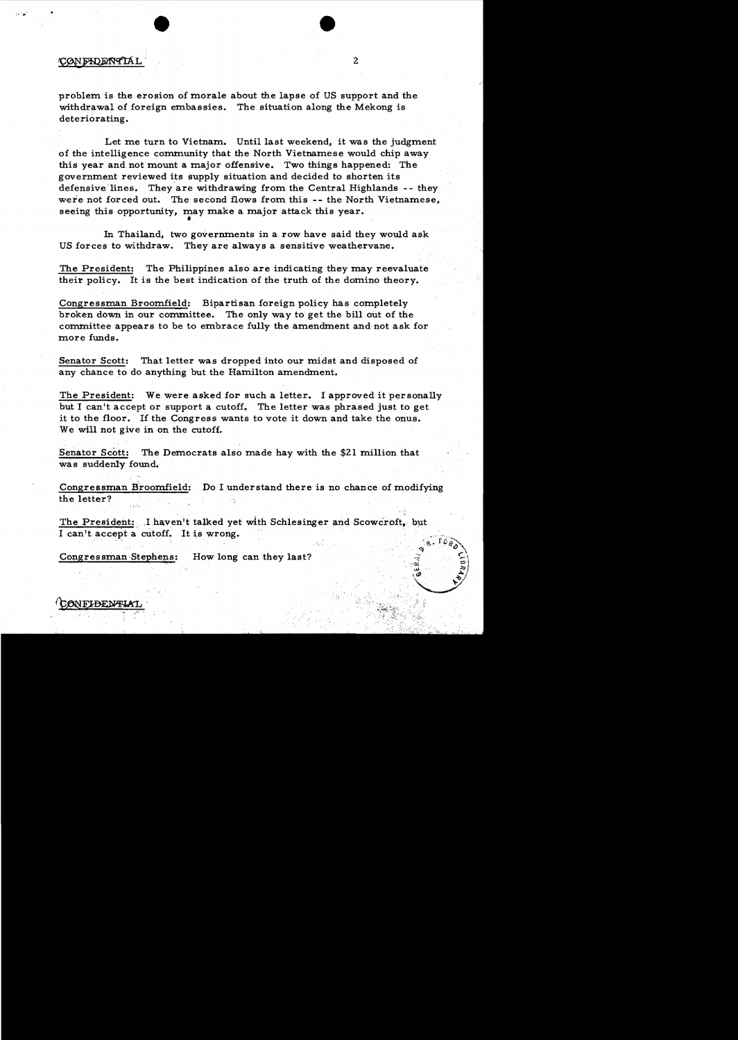CONFIDENTIAL

problem is the erosion of morale about the lapse of US support and the withdrawal of foreign embassies. The situation along the Mekong is deteriorating.

Let me turn to Vietnam. Until last weekend, it was the judgment of the intelligence community that the North Vietnamese would chip away this year and not mount a major offensive. Two things happened: The government reviewed its supply situation and decided to shorten its defensive lines. They are withdrawing from the Central Highlands -- they were not forced out. The second flows from this -- the North Vietnamese, seeing this opportunity, may make a major attack this year.

In Thailand, two governments in a row have said they would ask US forces to withdraw. They are always a sensitive weathervane.

The President: The Philippines also are indicating they may reevaluate their policy. It is the best indication of the truth of the domino theory.

Congressman Broomfield: Bipartisan foreign policy has completely broken down in our committee. The only way to get the bill out of the committee appears to be to embrace fully the amendment and not ask for more funds.

Senator Scott: That letter was dropped into our midst and disposed of any chance to do anything but the Hamilton amendment.

The President: We were asked for such a letter. I approved it personally but I can't accept or support a cutoff. The letter was phrased just to get it to the floor. If the Congress wants to vote it down and take the onus. We will not give in on the cutoff.

Senator Scott: The Democrats also made hay with the $21 million that was suddenly found.

Congressman Broomfield: Do I understand there is no chance of modifying the letter?

The President: I haven't talked yet with Schlesinger and Scowcroft, but I can't accept a cutoff. It is wrong.

Congressman Stephens: How long can they last?

CONFIDENTIAL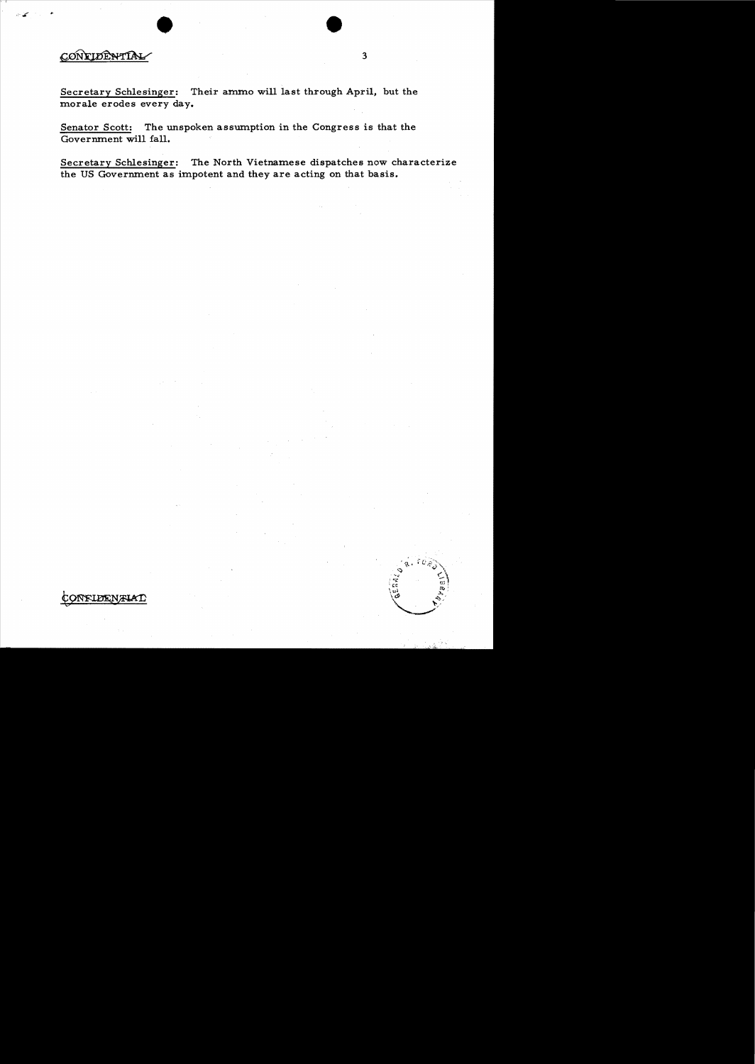CONFIDENTIAL

Secretary Schlesinger: Their ammo will last through April, but the morale erodes every day.

Senator Scott: The unspoken assumption in the Congress is that the Government will fall.

Secretary Schlesinger: The North Vietnamese dispatches now characterize the US Government as impotent and they are acting on that basis.

CONFIDENTIAL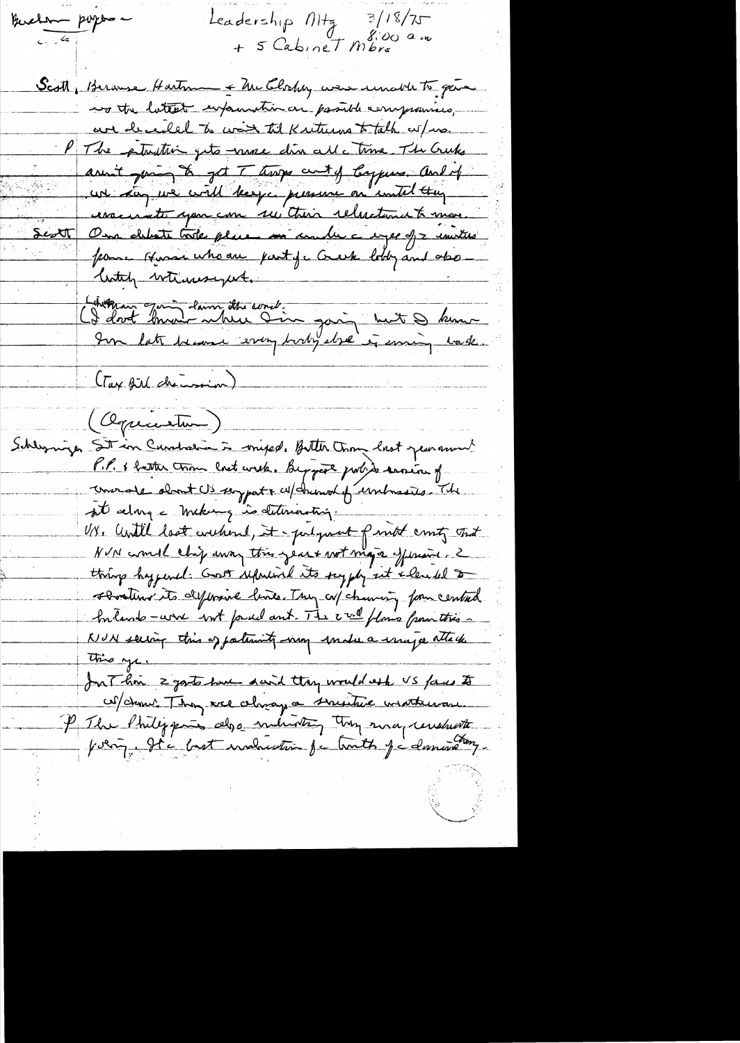Buchen papers

Leadership Mtg 3/18/75
+ 5 Cabinet Mbrs 8:00 am

Scott, Because Hartman & McCloskey were unable to give us the latest information on possible compromise, we decided to wait til Kissinger returns to talk w/us.

P The situation gets worse all the time. The Greeks aren't going to get T troops out of Cyprus. And if we say we will keep pressure on until they evacuate you can see their reluctance to move.

Scott Our debate took place under a siege of 3 members from House who are part of Greek lobby and absolutely intransigent.

(Whatever going down the word:)
(I don't know where I'm going but I know I'm late because everybody else is coming back.

(Tax bill discussion)

(Appreciation)

Schlesinger Sit in Cambodia is mixed. Better than last year and PP & better than last week. Biggest problem is erosion of morale about US support & w/drawal of embassies. The sit along Mekong is deteriorating.

VN. Until last weekend, it – judgment of intel cmty that NVN would chip away this year & not major offensive. 2 things happened: Govt reduced its supply sit & decided to shorten its defensive lines. They w/drawing from central highlands – were not forced out. The 2nd flows from this – NVN seeing this opportunity may make a major attack this yr.

Just him 2 yrs have said they would ask US forces to w/draw. They are always a sensitive weathervane.

P The Philippines also indicating they may reevaluate policy. It's last indication of the truth of a domino theory.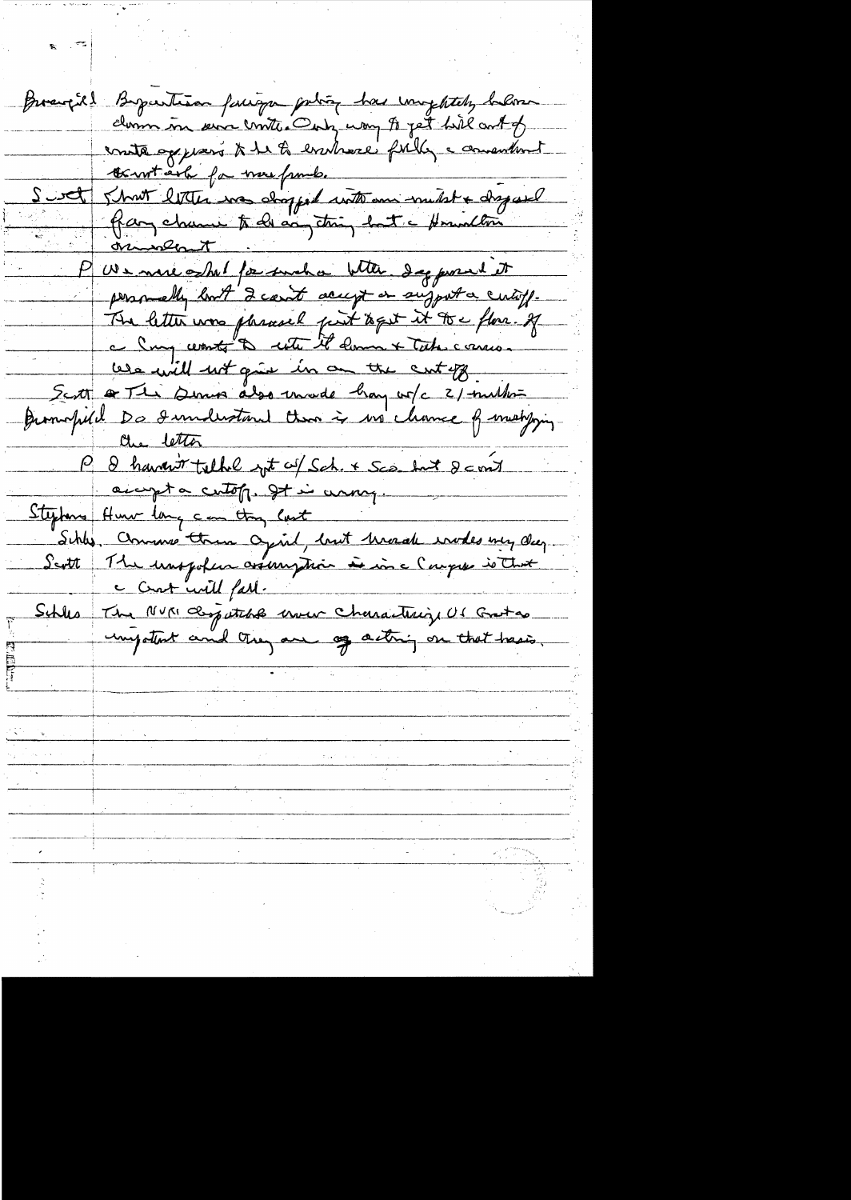Broomfield Bipartisan foreign policy has unquestionably broken down in our Cmte. Only way to get bill out of cmte opposers to be to embrace fully a amendment to cut aid for more funds.

Scott That letter was dropped into our midst & dispelled of any chance to do anything but the Hamilton amendment.

P We were asked for such a letter. I approved it personally but I can't accept or support a cutoff. The letter was phrased just to get it to the floor. If the Cong wants to vote it down & take conseq. We will not give in on the cutoff.

Scott & The Dems also made hay w/c 21-million.

Broomfield Do I understand there is no chance of modifying the letter.

P I haven't talked yet w/ Sch. & Sco. but I can't accept a cutoff. It is wrong.

Stephens How long can they last.

Schles. Ammo thru April, but Hanoi makes any day.

Scott The unspoken assumption is in the Congress is that the Cont will fall.

Schles The NVN dispatches now characterizing US Govt as impotent and they are acting on that basis.